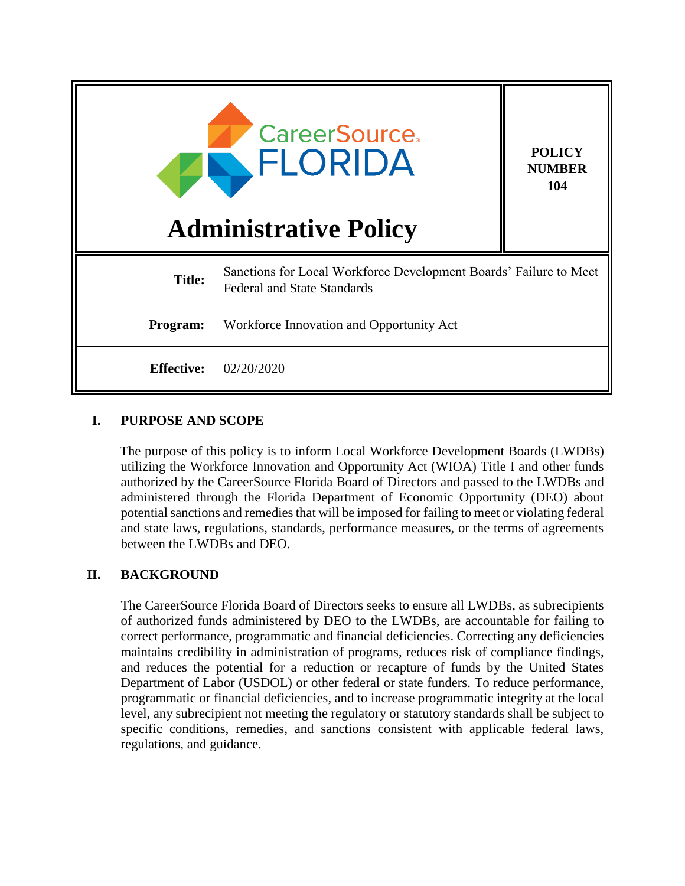CareerSource FLORIDA

# Administrative Policy

**POLICY NUMBER 104**

| | |
|---|---|
| **Title:** | Sanctions for Local Workforce Development Boards' Failure to Meet Federal and State Standards |
| **Program:** | Workforce Innovation and Opportunity Act |
| **Effective:** | 02/20/2020 |

## I. PURPOSE AND SCOPE

The purpose of this policy is to inform Local Workforce Development Boards (LWDBs) utilizing the Workforce Innovation and Opportunity Act (WIOA) Title I and other funds authorized by the CareerSource Florida Board of Directors and passed to the LWDBs and administered through the Florida Department of Economic Opportunity (DEO) about potential sanctions and remedies that will be imposed for failing to meet or violating federal and state laws, regulations, standards, performance measures, or the terms of agreements between the LWDBs and DEO.

## II. BACKGROUND

The CareerSource Florida Board of Directors seeks to ensure all LWDBs, as subrecipients of authorized funds administered by DEO to the LWDBs, are accountable for failing to correct performance, programmatic and financial deficiencies. Correcting any deficiencies maintains credibility in administration of programs, reduces risk of compliance findings, and reduces the potential for a reduction or recapture of funds by the United States Department of Labor (USDOL) or other federal or state funders. To reduce performance, programmatic or financial deficiencies, and to increase programmatic integrity at the local level, any subrecipient not meeting the regulatory or statutory standards shall be subject to specific conditions, remedies, and sanctions consistent with applicable federal laws, regulations, and guidance.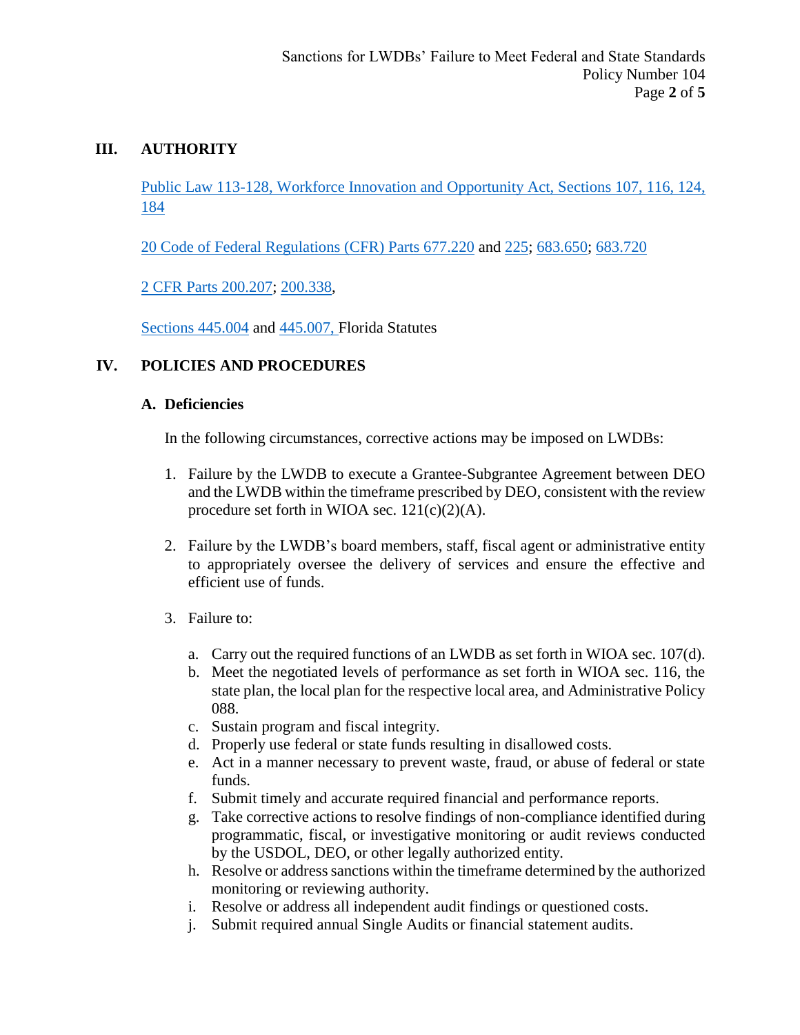## III. AUTHORITY

Public Law 113-128, Workforce Innovation and Opportunity Act, Sections 107, 116, 124, 184

20 Code of Federal Regulations (CFR) Parts 677.220 and 225; 683.650; 683.720

2 CFR Parts 200.207; 200.338,

Sections 445.004 and 445.007, Florida Statutes

## IV. POLICIES AND PROCEDURES

### A. Deficiencies

In the following circumstances, corrective actions may be imposed on LWDBs:

1. Failure by the LWDB to execute a Grantee-Subgrantee Agreement between DEO and the LWDB within the timeframe prescribed by DEO, consistent with the review procedure set forth in WIOA sec. 121(c)(2)(A).

2. Failure by the LWDB's board members, staff, fiscal agent or administrative entity to appropriately oversee the delivery of services and ensure the effective and efficient use of funds.

3. Failure to:

   a. Carry out the required functions of an LWDB as set forth in WIOA sec. 107(d).
   b. Meet the negotiated levels of performance as set forth in WIOA sec. 116, the state plan, the local plan for the respective local area, and Administrative Policy 088.
   c. Sustain program and fiscal integrity.
   d. Properly use federal or state funds resulting in disallowed costs.
   e. Act in a manner necessary to prevent waste, fraud, or abuse of federal or state funds.
   f. Submit timely and accurate required financial and performance reports.
   g. Take corrective actions to resolve findings of non-compliance identified during programmatic, fiscal, or investigative monitoring or audit reviews conducted by the USDOL, DEO, or other legally authorized entity.
   h. Resolve or address sanctions within the timeframe determined by the authorized monitoring or reviewing authority.
   i. Resolve or address all independent audit findings or questioned costs.
   j. Submit required annual Single Audits or financial statement audits.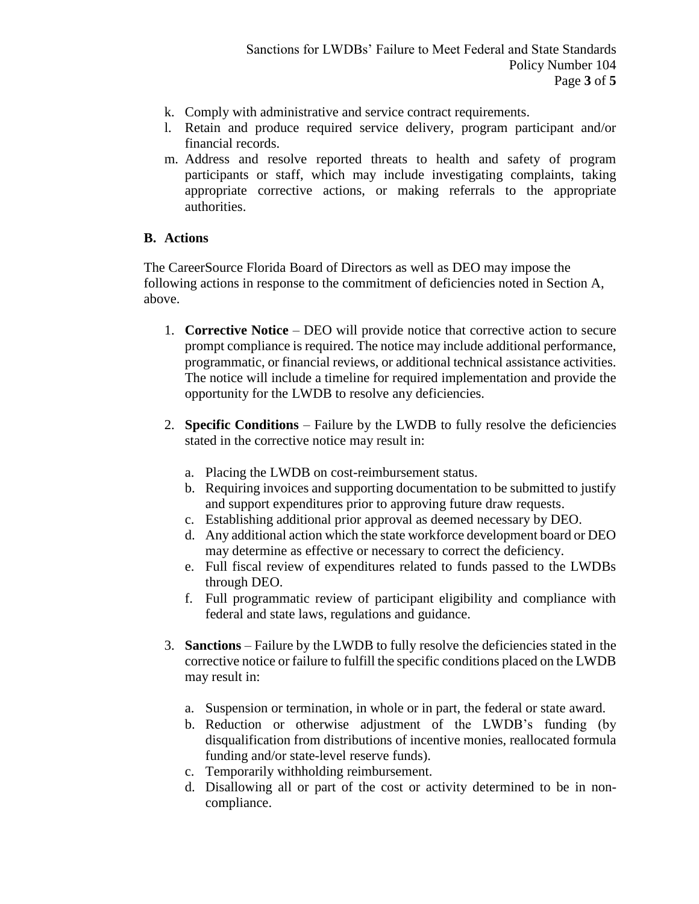k. Comply with administrative and service contract requirements.
l. Retain and produce required service delivery, program participant and/or financial records.
m. Address and resolve reported threats to health and safety of program participants or staff, which may include investigating complaints, taking appropriate corrective actions, or making referrals to the appropriate authorities.

**B. Actions**

The CareerSource Florida Board of Directors as well as DEO may impose the following actions in response to the commitment of deficiencies noted in Section A, above.

1. **Corrective Notice** – DEO will provide notice that corrective action to secure prompt compliance is required. The notice may include additional performance, programmatic, or financial reviews, or additional technical assistance activities. The notice will include a timeline for required implementation and provide the opportunity for the LWDB to resolve any deficiencies.

2. **Specific Conditions** – Failure by the LWDB to fully resolve the deficiencies stated in the corrective notice may result in:

   a. Placing the LWDB on cost-reimbursement status.
   b. Requiring invoices and supporting documentation to be submitted to justify and support expenditures prior to approving future draw requests.
   c. Establishing additional prior approval as deemed necessary by DEO.
   d. Any additional action which the state workforce development board or DEO may determine as effective or necessary to correct the deficiency.
   e. Full fiscal review of expenditures related to funds passed to the LWDBs through DEO.
   f. Full programmatic review of participant eligibility and compliance with federal and state laws, regulations and guidance.

3. **Sanctions** – Failure by the LWDB to fully resolve the deficiencies stated in the corrective notice or failure to fulfill the specific conditions placed on the LWDB may result in:

   a. Suspension or termination, in whole or in part, the federal or state award.
   b. Reduction or otherwise adjustment of the LWDB's funding (by disqualification from distributions of incentive monies, reallocated formula funding and/or state-level reserve funds).
   c. Temporarily withholding reimbursement.
   d. Disallowing all or part of the cost or activity determined to be in non-compliance.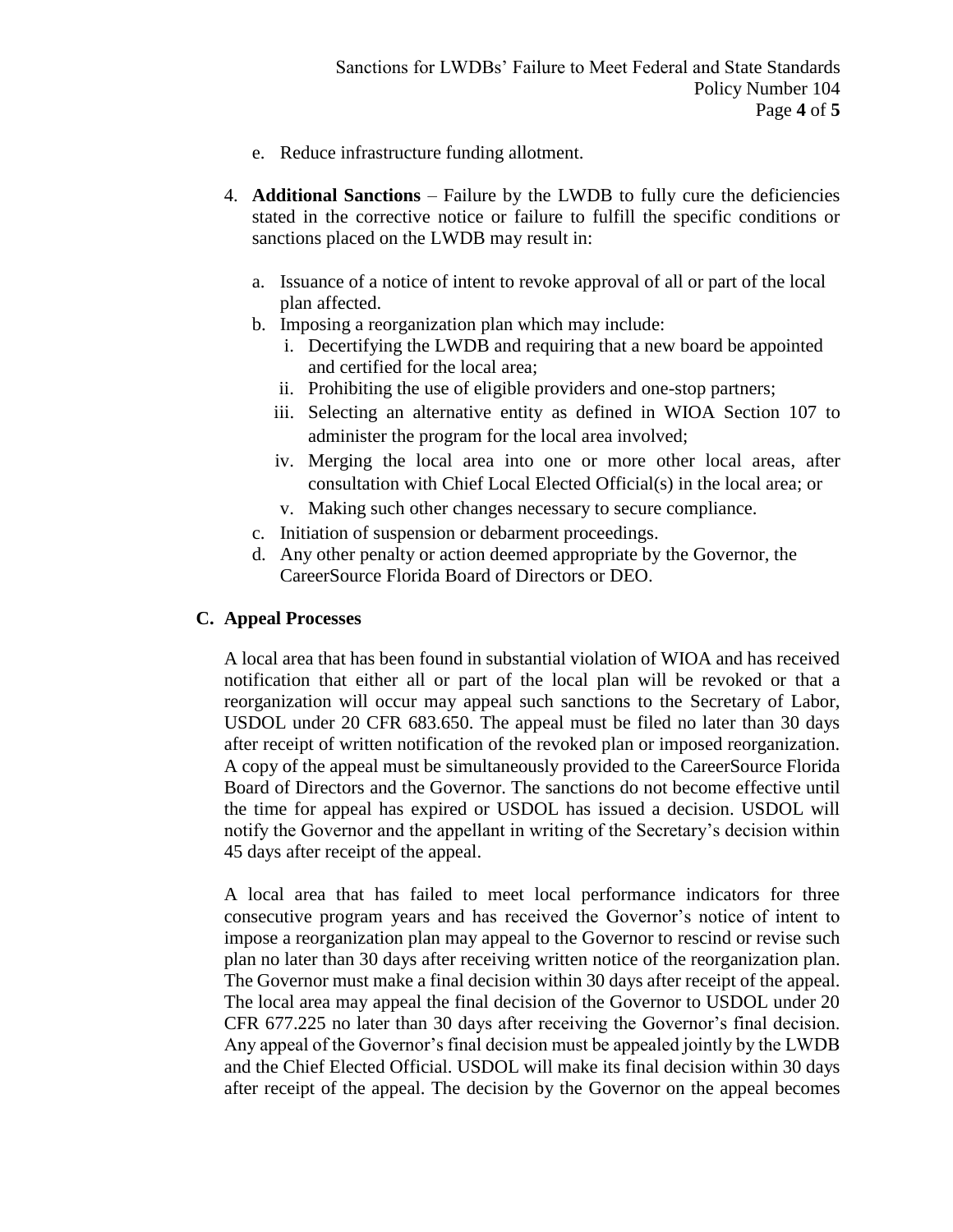e. Reduce infrastructure funding allotment.

4. **Additional Sanctions** – Failure by the LWDB to fully cure the deficiencies stated in the corrective notice or failure to fulfill the specific conditions or sanctions placed on the LWDB may result in:

   a. Issuance of a notice of intent to revoke approval of all or part of the local plan affected.
   b. Imposing a reorganization plan which may include:
      i. Decertifying the LWDB and requiring that a new board be appointed and certified for the local area;
      ii. Prohibiting the use of eligible providers and one-stop partners;
      iii. Selecting an alternative entity as defined in WIOA Section 107 to administer the program for the local area involved;
      iv. Merging the local area into one or more other local areas, after consultation with Chief Local Elected Official(s) in the local area; or
      v. Making such other changes necessary to secure compliance.
   c. Initiation of suspension or debarment proceedings.
   d. Any other penalty or action deemed appropriate by the Governor, the CareerSource Florida Board of Directors or DEO.

### C. Appeal Processes

A local area that has been found in substantial violation of WIOA and has received notification that either all or part of the local plan will be revoked or that a reorganization will occur may appeal such sanctions to the Secretary of Labor, USDOL under 20 CFR 683.650. The appeal must be filed no later than 30 days after receipt of written notification of the revoked plan or imposed reorganization. A copy of the appeal must be simultaneously provided to the CareerSource Florida Board of Directors and the Governor. The sanctions do not become effective until the time for appeal has expired or USDOL has issued a decision. USDOL will notify the Governor and the appellant in writing of the Secretary's decision within 45 days after receipt of the appeal.

A local area that has failed to meet local performance indicators for three consecutive program years and has received the Governor's notice of intent to impose a reorganization plan may appeal to the Governor to rescind or revise such plan no later than 30 days after receiving written notice of the reorganization plan. The Governor must make a final decision within 30 days after receipt of the appeal. The local area may appeal the final decision of the Governor to USDOL under 20 CFR 677.225 no later than 30 days after receiving the Governor's final decision. Any appeal of the Governor's final decision must be appealed jointly by the LWDB and the Chief Elected Official. USDOL will make its final decision within 30 days after receipt of the appeal. The decision by the Governor on the appeal becomes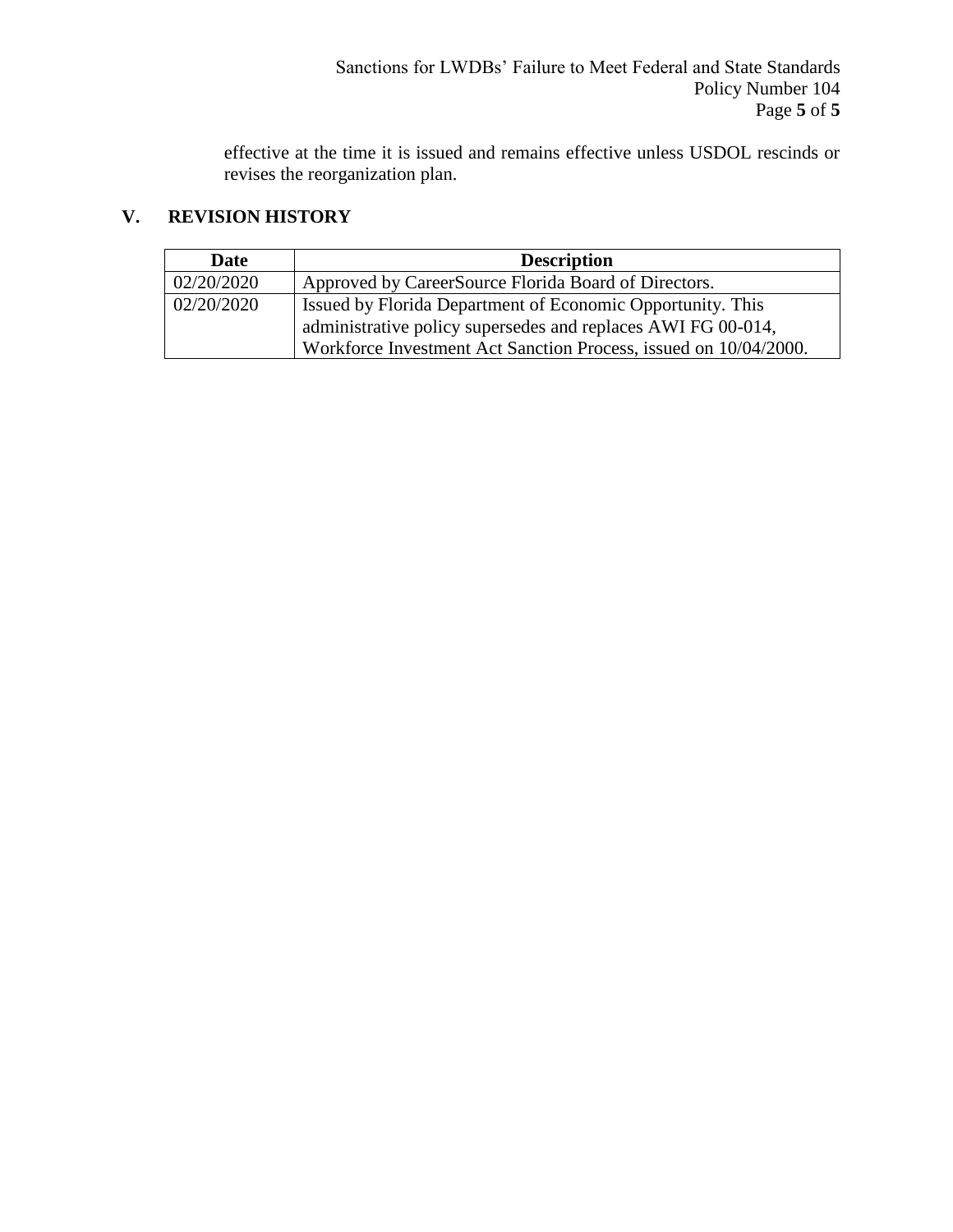effective at the time it is issued and remains effective unless USDOL rescinds or revises the reorganization plan.

## V. REVISION HISTORY

| Date | Description |
| --- | --- |
| 02/20/2020 | Approved by CareerSource Florida Board of Directors. |
| 02/20/2020 | Issued by Florida Department of Economic Opportunity. This administrative policy supersedes and replaces AWI FG 00-014, Workforce Investment Act Sanction Process, issued on 10/04/2000. |